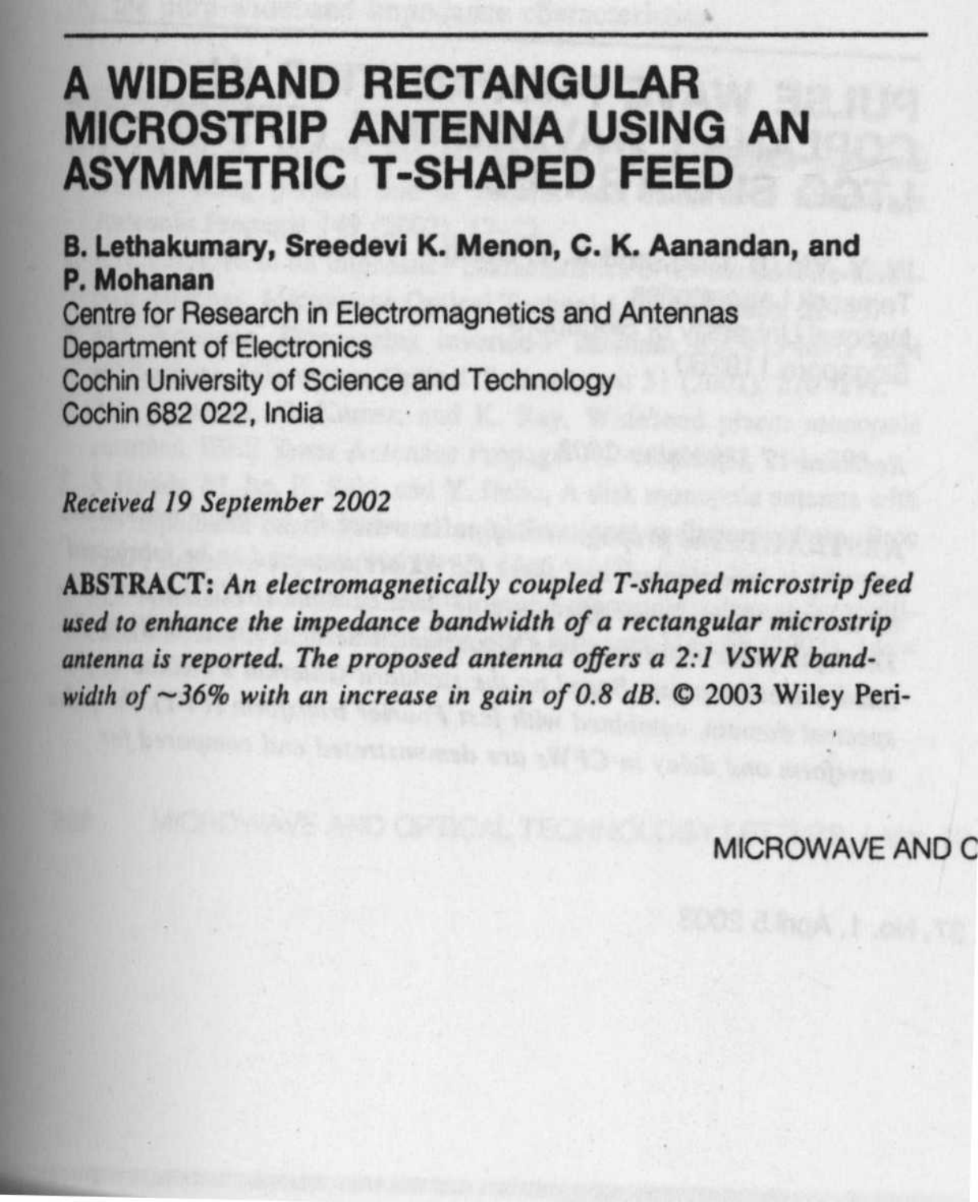# A WIDEBAND RECTANGULAR MICROSTRIP ANTENNA USING AN ASYMMETRIC T-SHAPED FEED

**B. Lethakumary, Sreedevi K. Menon, C. K. Aanandan, and P. Mohanan**
Centre for Research in Electromagnetics and Antennas
Department of Electronics
Cochin University of Science and Technology
Cochin 682 022, India

*Received 19 September 2002*

**ABSTRACT:** *An electromagnetically coupled T-shaped microstrip feed used to enhance the impedance bandwidth of a rectangular microstrip antenna is reported. The proposed antenna offers a 2:1 VSWR bandwidth of ~36% with an increase in gain of 0.8 dB.* © 2003 Wiley Peri-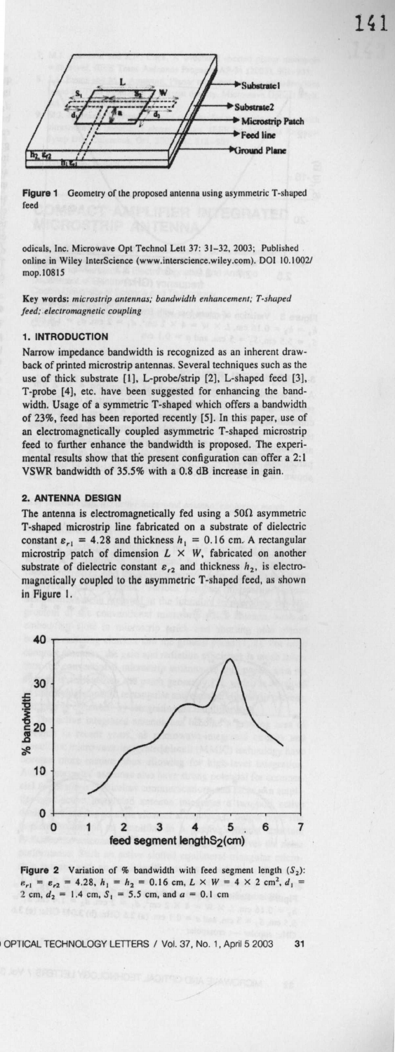Figure 1 Geometry of the proposed antenna using asymmetric T-shaped feed

odicals, Inc. Microwave Opt Technol Lett 37: 31–32, 2003; Published online in Wiley InterScience (www.interscience.wiley.com). DOI 10.1002/mop.10815

**Key words:** *microstrip antennas; bandwidth enhancement; T-shaped feed; electromagnetic coupling*

## 1. INTRODUCTION

Narrow impedance bandwidth is recognized as an inherent drawback of printed microstrip antennas. Several techniques such as the use of thick substrate [1], L-probe/strip [2], L-shaped feed [3], T-probe [4], etc. have been suggested for enhancing the bandwidth. Usage of a symmetric T-shaped which offers a bandwidth of 23%, feed has been reported recently [5]. In this paper, use of an electromagnetically coupled asymmetric T-shaped microstrip feed to further enhance the bandwidth is proposed. The experimental results show that the present configuration can offer a 2:1 VSWR bandwidth of 35.5% with a 0.8 dB increase in gain.

## 2. ANTENNA DESIGN

The antenna is electromagnetically fed using a 50Ω asymmetric T-shaped microstrip line fabricated on a substrate of dielectric constant $\varepsilon_{r1} = 4.28$ and thickness $h_1 = 0.16$ cm. A rectangular microstrip patch of dimension $L \times W$, fabricated on another substrate of dielectric constant $\varepsilon_{r2}$ and thickness $h_2$, is electromagnetically coupled to the asymmetric T-shaped feed, as shown in Figure 1.

Figure 2 Variation of % bandwidth with feed segment length ($S_2$): $\varepsilon_{r1} = \varepsilon_{r2} = 4.28$, $h_1 = h_2 = 0.16$ cm, $L \times W = 4 \times 2$ cm$^2$, $d_1 = 2$ cm, $d_2 = 1.4$ cm, $S_1 = 5.5$ cm, and $a = 0.1$ cm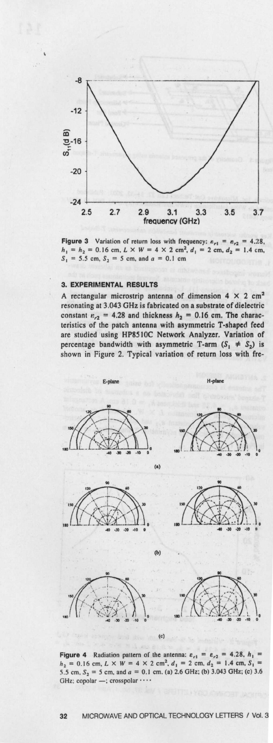**Figure 3** Variation of return loss with frequency: $\varepsilon_{r1} = \varepsilon_{r2} = 4.28$, $h_1 = h_2 = 0.16$ cm, $L \times W = 4 \times 2$ cm$^2$, $d_1 = 2$ cm, $d_2 = 1.4$ cm, $S_1 = 5.5$ cm, $S_2 = 5$ cm, and $a = 0.1$ cm

## 3. EXPERIMENTAL RESULTS

A rectangular microstrip antenna of dimension $4 \times 2$ cm$^2$ resonating at 3.043 GHz is fabricated on a substrate of dielectric constant $\varepsilon_{r2} = 4.28$ and thickness $h_2 = 0.16$ cm. The characteristics of the patch antenna with asymmetric T-shaped feed are studied using HP8510C Network Analyzer. Variation of percentage bandwidth with asymmetric T-arm ($S_1 \neq S_2$) is shown in Figure 2. Typical variation of return loss with fre-

**Figure 4** Radiation pattern of the antenna: $\varepsilon_{r1} = \varepsilon_{r2} = 4.28$, $h_1 = h_2 = 0.16$ cm, $L \times W = 4 \times 2$ cm$^2$, $d_1 = 2$ cm, $d_2 = 1.4$ cm, $S_1 = 5.5$ cm, $S_2 = 5$ cm, and $a = 0.1$ cm. (a) 2.6 GHz; (b) 3.043 GHz; (c) 3.6 GHz; copolar —; crosspolar ····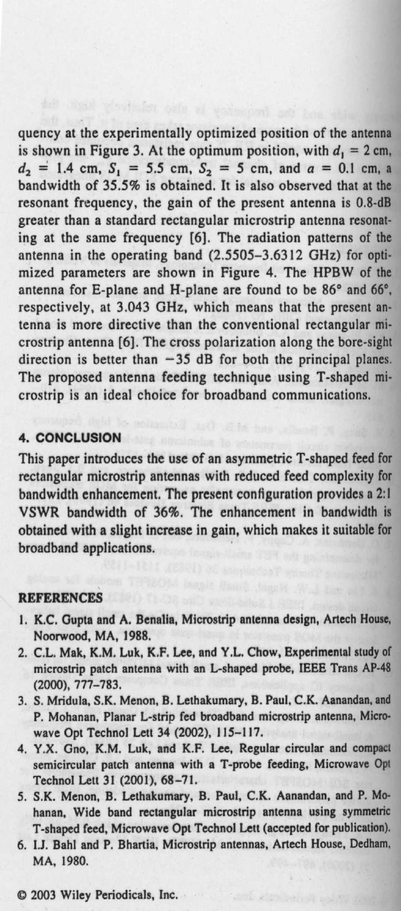quency at the experimentally optimized position of the antenna is shown in Figure 3. At the optimum position, with $d_1 = 2$ cm, $d_2 = 1.4$ cm, $S_1 = 5.5$ cm, $S_2 = 5$ cm, and $a = 0.1$ cm, a bandwidth of 35.5% is obtained. It is also observed that at the resonant frequency, the gain of the present antenna is 0.8-dB greater than a standard rectangular microstrip antenna resonating at the same frequency [6]. The radiation patterns of the antenna in the operating band (2.5505–3.6312 GHz) for optimized parameters are shown in Figure 4. The HPBW of the antenna for E-plane and H-plane are found to be 86° and 66°, respectively, at 3.043 GHz, which means that the present antenna is more directive than the conventional rectangular microstrip antenna [6]. The cross polarization along the bore-sight direction is better than −35 dB for both the principal planes. The proposed antenna feeding technique using T-shaped microstrip is an ideal choice for broadband communications.

## 4. CONCLUSION

This paper introduces the use of an asymmetric T-shaped feed for rectangular microstrip antennas with reduced feed complexity for bandwidth enhancement. The present configuration provides a 2:1 VSWR bandwidth of 36%. The enhancement in bandwidth is obtained with a slight increase in gain, which makes it suitable for broadband applications.

## REFERENCES

1. K.C. Gupta and A. Benalia, Microstrip antenna design, Artech House, Noorwood, MA, 1988.
2. C.L. Mak, K.M. Luk, K.F. Lee, and Y.L. Chow, Experimental study of microstrip patch antenna with an L-shaped probe, IEEE Trans AP-48 (2000), 777–783.
3. S. Mridula, S.K. Menon, B. Lethakumary, B. Paul, C.K. Aanandan, and P. Mohanan, Planar L-strip fed broadband microstrip antenna, Microwave Opt Technol Lett 34 (2002), 115–117.
4. Y.X. Gno, K.M. Luk, and K.F. Lee, Regular circular and compact semicircular patch antenna with a T-probe feeding, Microwave Opt Technol Lett 31 (2001), 68–71.
5. S.K. Menon, B. Lethakumary, B. Paul, C.K. Aanandan, and P. Mohanan, Wide band rectangular microstrip antenna using symmetric T-shaped feed, Microwave Opt Technol Lett (accepted for publication).
6. I.J. Bahl and P. Bhartia, Microstrip antennas, Artech House, Dedham, MA, 1980.

© 2003 Wiley Periodicals, Inc.